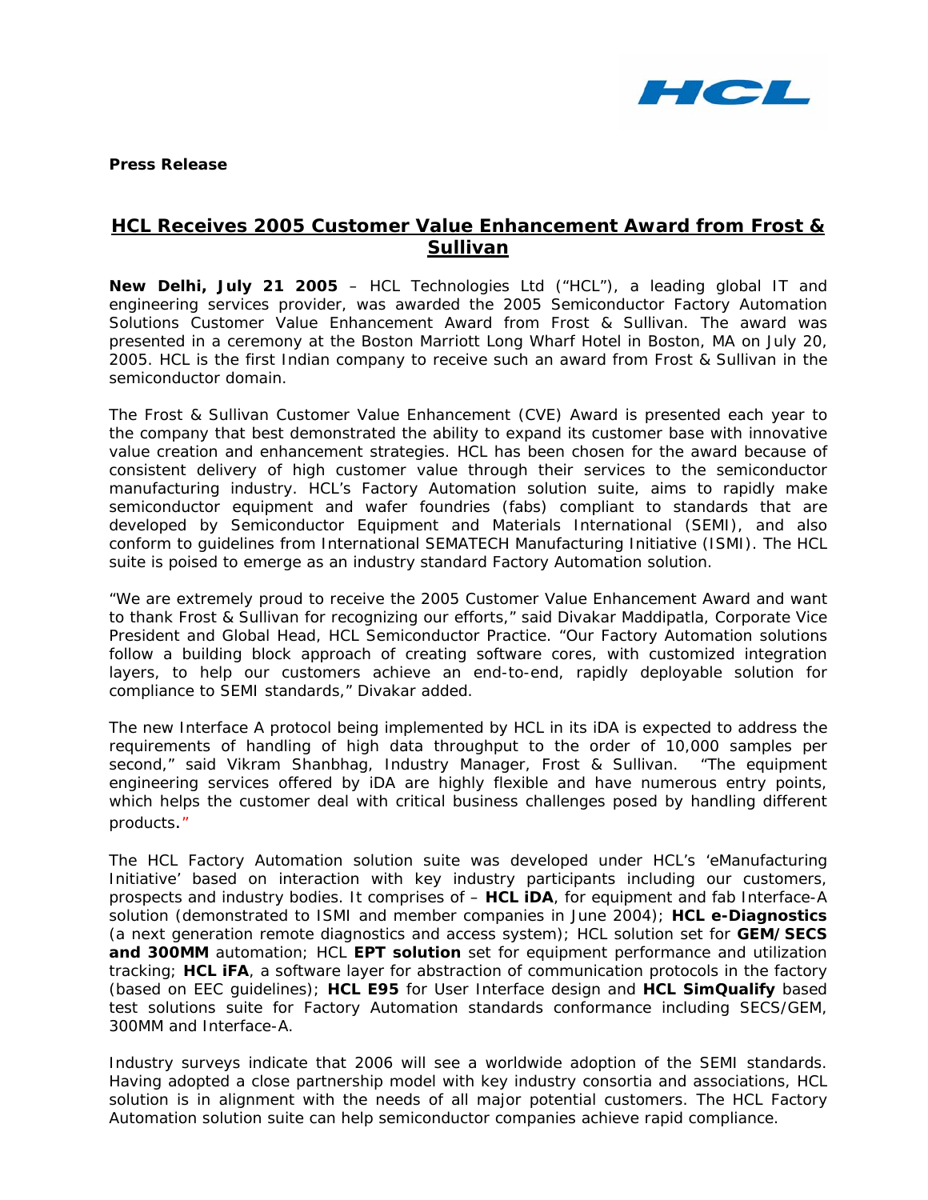**Press Release**

# HCL Receives 2005 Customer Value Enhancement Award from Frost & Sullivan

**New Delhi, July 21 2005** – HCL Technologies Ltd ("HCL"), a leading global IT and engineering services provider, was awarded the 2005 Semiconductor Factory Automation Solutions Customer Value Enhancement Award from Frost & Sullivan. The award was presented in a ceremony at the Boston Marriott Long Wharf Hotel in Boston, MA on July 20, 2005. HCL is the first Indian company to receive such an award from Frost & Sullivan in the semiconductor domain.

The Frost & Sullivan Customer Value Enhancement (CVE) Award is presented each year to the company that best demonstrated the ability to expand its customer base with innovative value creation and enhancement strategies. HCL has been chosen for the award because of consistent delivery of high customer value through their services to the semiconductor manufacturing industry. HCL's Factory Automation solution suite, aims to rapidly make semiconductor equipment and wafer foundries (fabs) compliant to standards that are developed by Semiconductor Equipment and Materials International (SEMI), and also conform to guidelines from International SEMATECH Manufacturing Initiative (ISMI). The HCL suite is poised to emerge as an industry standard Factory Automation solution.

"We are extremely proud to receive the 2005 Customer Value Enhancement Award and want to thank Frost & Sullivan for recognizing our efforts," said Divakar Maddipatla, Corporate Vice President and Global Head, HCL Semiconductor Practice. "Our Factory Automation solutions follow a building block approach of creating software cores, with customized integration layers, to help our customers achieve an end-to-end, rapidly deployable solution for compliance to SEMI standards," Divakar added.

The new Interface A protocol being implemented by HCL in its iDA is expected to address the requirements of handling of high data throughput to the order of 10,000 samples per second," said Vikram Shanbhag, Industry Manager, Frost & Sullivan. "The equipment engineering services offered by iDA are highly flexible and have numerous entry points, which helps the customer deal with critical business challenges posed by handling different products."

The HCL Factory Automation solution suite was developed under HCL's 'eManufacturing Initiative' based on interaction with key industry participants including our customers, prospects and industry bodies. It comprises of – **HCL iDA**, for equipment and fab Interface-A solution (demonstrated to ISMI and member companies in June 2004); **HCL e-Diagnostics** (a next generation remote diagnostics and access system); HCL solution set for **GEM/SECS and 300MM** automation; HCL **EPT solution** set for equipment performance and utilization tracking; **HCL iFA**, a software layer for abstraction of communication protocols in the factory (based on EEC guidelines); **HCL E95** for User Interface design and **HCL SimQualify** based test solutions suite for Factory Automation standards conformance including SECS/GEM, 300MM and Interface-A.

Industry surveys indicate that 2006 will see a worldwide adoption of the SEMI standards. Having adopted a close partnership model with key industry consortia and associations, HCL solution is in alignment with the needs of all major potential customers. The HCL Factory Automation solution suite can help semiconductor companies achieve rapid compliance.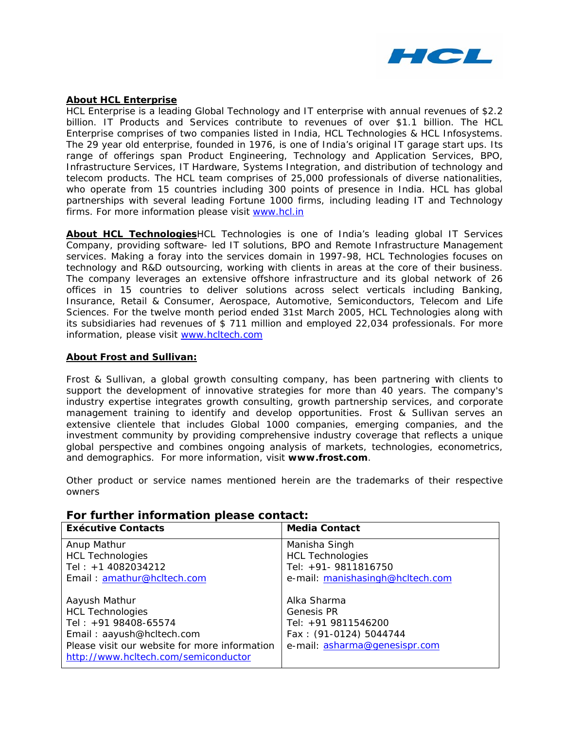## About HCL Enterprise

HCL Enterprise is a leading Global Technology and IT enterprise with annual revenues of $2.2 billion. IT Products and Services contribute to revenues of over $1.1 billion. The HCL Enterprise comprises of two companies listed in India, HCL Technologies & HCL Infosystems. The 29 year old enterprise, founded in 1976, is one of India's original IT garage start ups. Its range of offerings span Product Engineering, Technology and Application Services, BPO, Infrastructure Services, IT Hardware, Systems Integration, and distribution of technology and telecom products. The HCL team comprises of 25,000 professionals of diverse nationalities, who operate from 15 countries including 300 points of presence in India. HCL has global partnerships with several leading Fortune 1000 firms, including leading IT and Technology firms. For more information please visit www.hcl.in

**About HCL Technologies**HCL Technologies is one of India's leading global IT Services Company, providing software- led IT solutions, BPO and Remote Infrastructure Management services. Making a foray into the services domain in 1997-98, HCL Technologies focuses on technology and R&D outsourcing, working with clients in areas at the core of their business. The company leverages an extensive offshore infrastructure and its global network of 26 offices in 15 countries to deliver solutions across select verticals including Banking, Insurance, Retail & Consumer, Aerospace, Automotive, Semiconductors, Telecom and Life Sciences. For the twelve month period ended 31st March 2005, HCL Technologies along with its subsidiaries had revenues of $ 711 million and employed 22,034 professionals. For more information, please visit www.hcltech.com

## About Frost and Sullivan:

Frost & Sullivan, a global growth consulting company, has been partnering with clients to support the development of innovative strategies for more than 40 years. The company's industry expertise integrates growth consulting, growth partnership services, and corporate management training to identify and develop opportunities. Frost & Sullivan serves an extensive clientele that includes Global 1000 companies, emerging companies, and the investment community by providing comprehensive industry coverage that reflects a unique global perspective and combines ongoing analysis of markets, technologies, econometrics, and demographics. For more information, visit **www.frost.com**.

Other product or service names mentioned herein are the trademarks of their respective owners

## For further information please contact:

| Exécutive Contacts | Media Contact |
|---|---|
| Anup Mathur<br>HCL Technologies<br>Tel : +1 4082034212<br>Email : amathur@hcltech.com | Manisha Singh<br>HCL Technologies<br>Tel: +91- 9811816750<br>e-mail: manishasingh@hcltech.com |
| Aayush Mathur<br>HCL Technologies<br>Tel : +91 98408-65574<br>Email : aayush@hcltech.com<br>Please visit our website for more information<br>http://www.hcltech.com/semiconductor | Alka Sharma<br>Genesis PR<br>Tel: +91 9811546200<br>Fax : (91-0124) 5044744<br>e-mail: asharma@genesispr.com |